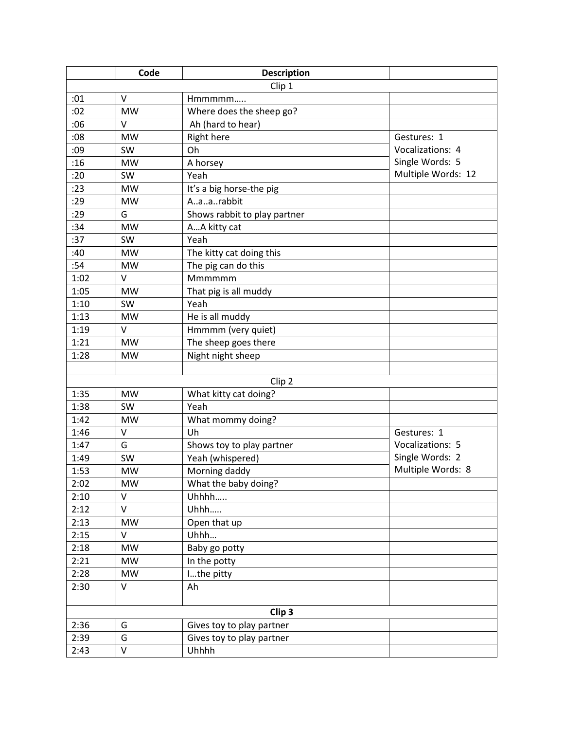| | Code | Description | |
|---|---|---|---|
| | | Clip 1 | |
| :01 | V | Hmmmmm….. | |
| :02 | MW | Where does the sheep go? | |
| :06 | V | Ah (hard to hear) | |
| :08 | MW | Right here | Gestures: 1<br>Vocalizations: 4<br>Single Words: 5<br>Multiple Words: 12 |
| :09 | SW | Oh | |
| :16 | MW | A horsey | |
| :20 | SW | Yeah | |
| :23 | MW | It's a big horse-the pig | |
| :29 | MW | A..a..a..rabbit | |
| :29 | G | Shows rabbit to play partner | |
| :34 | MW | A…A kitty cat | |
| :37 | SW | Yeah | |
| :40 | MW | The kitty cat doing this | |
| :54 | MW | The pig can do this | |
| 1:02 | V | Mmmmmm | |
| 1:05 | MW | That pig is all muddy | |
| 1:10 | SW | Yeah | |
| 1:13 | MW | He is all muddy | |
| 1:19 | V | Hmmmm (very quiet) | |
| 1:21 | MW | The sheep goes there | |
| 1:28 | MW | Night night sheep | |
| | | | |
| | | Clip 2 | |
| 1:35 | MW | What kitty cat doing? | |
| 1:38 | SW | Yeah | |
| 1:42 | MW | What mommy doing? | |
| 1:46 | V | Uh | Gestures: 1<br>Vocalizations: 5<br>Single Words: 2<br>Multiple Words: 8 |
| 1:47 | G | Shows toy to play partner | |
| 1:49 | SW | Yeah (whispered) | |
| 1:53 | MW | Morning daddy | |
| 2:02 | MW | What the baby doing? | |
| 2:10 | V | Uhhhh….. | |
| 2:12 | V | Uhhh….. | |
| 2:13 | MW | Open that up | |
| 2:15 | V | Uhhh… | |
| 2:18 | MW | Baby go potty | |
| 2:21 | MW | In the potty | |
| 2:28 | MW | I…the pitty | |
| 2:30 | V | Ah | |
| | | | |
| | | **Clip 3** | |
| 2:36 | G | Gives toy to play partner | |
| 2:39 | G | Gives toy to play partner | |
| 2:43 | V | Uhhhh | |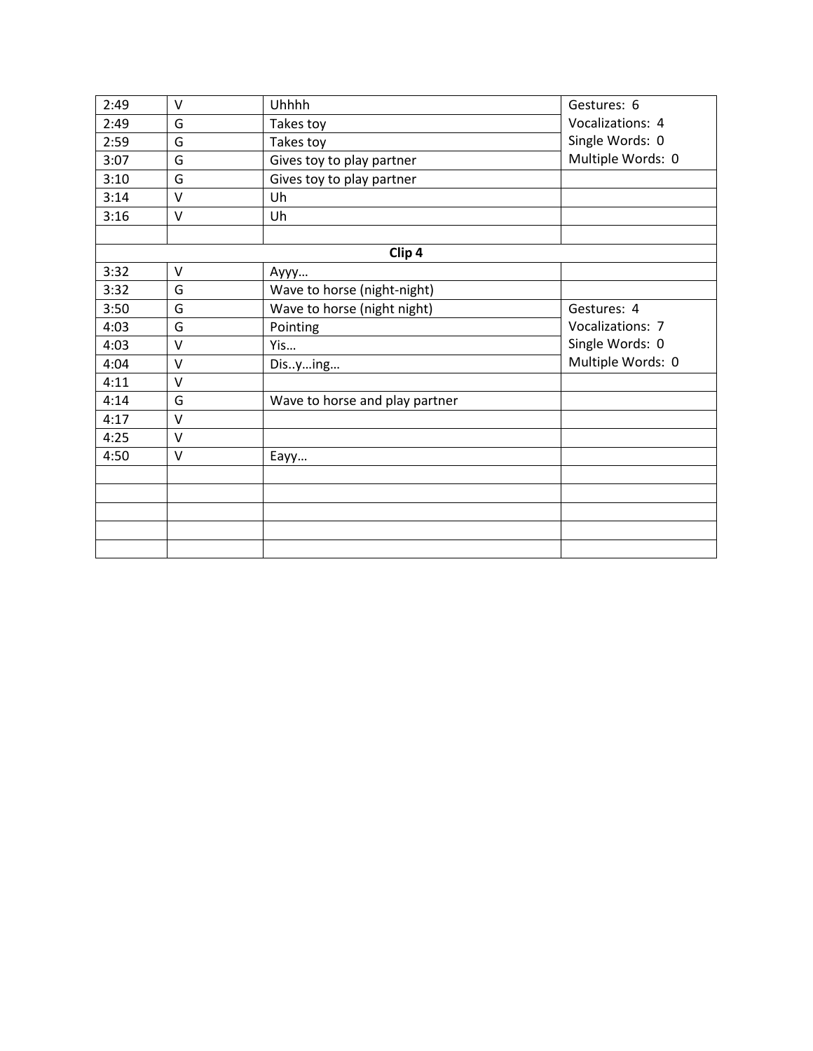| | | | |
|---|---|---|---|
| 2:49 | V | Uhhhh | Gestures: 6<br>Vocalizations: 4<br>Single Words: 0<br>Multiple Words: 0 |
| 2:49 | G | Takes toy | |
| 2:59 | G | Takes toy | |
| 3:07 | G | Gives toy to play partner | |
| 3:10 | G | Gives toy to play partner | |
| 3:14 | V | Uh | |
| 3:16 | V | Uh | |
| | | | |
| | | **Clip 4** | |
| 3:32 | V | Ayyy… | |
| 3:32 | G | Wave to horse (night-night) | |
| 3:50 | G | Wave to horse (night night) | Gestures: 4<br>Vocalizations: 7<br>Single Words: 0<br>Multiple Words: 0 |
| 4:03 | G | Pointing | |
| 4:03 | V | Yis… | |
| 4:04 | V | Dis..y…ing… | |
| 4:11 | V | | |
| 4:14 | G | Wave to horse and play partner | |
| 4:17 | V | | |
| 4:25 | V | | |
| 4:50 | V | Eayy… | |
| | | | |
| | | | |
| | | | |
| | | | |
| | | | |